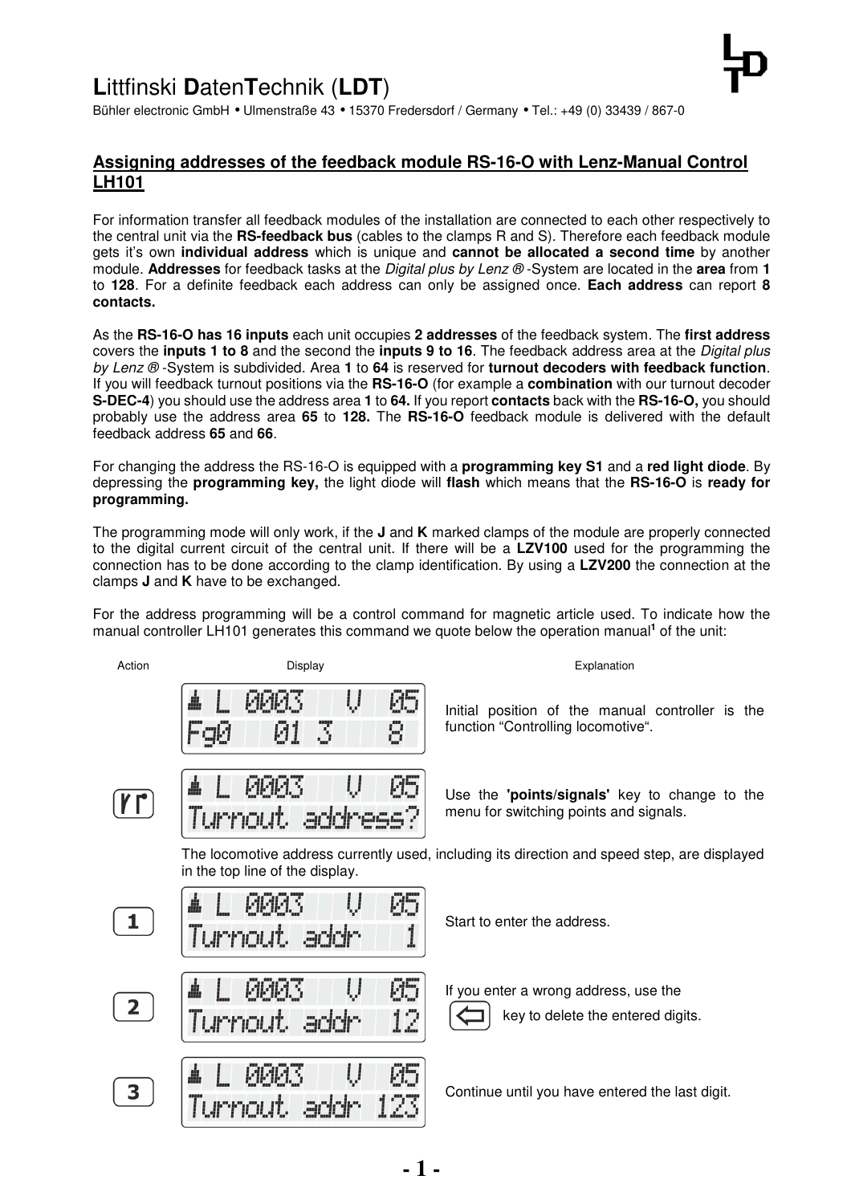**L**ittfinski **D**aten**T**echnik (**LDT**)

Bühler electronic GmbH • Ulmenstraße 43 • 15370 Fredersdorf / Germany • Tel.: +49 (0) 33439 / 867-0

## Assigning addresses of the feedback module RS-16-O with Lenz-Manual Control LH101

For information transfer all feedback modules of the installation are connected to each other respectively to the central unit via the **RS-feedback bus** (cables to the clamps R and S). Therefore each feedback module gets it's own **individual address** which is unique and **cannot be allocated a second time** by another module. **Addresses** for feedback tasks at the *Digital plus by Lenz ®* -System are located in the **area** from **1** to **128**. For a definite feedback each address can only be assigned once. **Each address** can report **8 contacts.**

As the **RS-16-O has 16 inputs** each unit occupies **2 addresses** of the feedback system. The **first address** covers the **inputs 1 to 8** and the second the **inputs 9 to 16**. The feedback address area at the *Digital plus by Lenz ®* -System is subdivided. Area **1** to **64** is reserved for **turnout decoders with feedback function**. If you will feedback turnout positions via the **RS-16-O** (for example a **combination** with our turnout decoder **S-DEC-4**) you should use the address area **1** to **64.** If you report **contacts** back with the **RS-16-O,** you should probably use the address area **65** to **128.** The **RS-16-O** feedback module is delivered with the default feedback address **65** and **66**.

For changing the address the RS-16-O is equipped with a **programming key S1** and a **red light diode**. By depressing the **programming key,** the light diode will **flash** which means that the **RS-16-O** is **ready for programming.**

The programming mode will only work, if the **J** and **K** marked clamps of the module are properly connected to the digital current circuit of the central unit. If there will be a **LZV100** used for the programming the connection has to be done according to the clamp identification. By using a **LZV200** the connection at the clamps **J** and **K** have to be exchanged.

For the address programming will be a control command for magnetic article used. To indicate how the manual controller LH101 generates this command we quote below the operation manual[1] of the unit:

| Action | Display | Explanation |
|---|---|---|
| | L 0003 V 05<br>Fg0 01 3 8 | Initial position of the manual controller is the function "Controlling locomotive". |
| (points/signals key) | L 0003 V 05<br>Turnout address? | Use the **'points/signals'** key to change to the menu for switching points and signals. |
| | The locomotive address currently used, including its direction and speed step, are displayed in the top line of the display. | |
| 1 | L 0003 V 05<br>Turnout addr 1 | Start to enter the address. |
| 2 | L 0003 V 05<br>Turnout addr 12 | If you enter a wrong address, use the (⇦) key to delete the entered digits. |
| 3 | L 0003 V 05<br>Turnout addr 123 | Continue until you have entered the last digit. |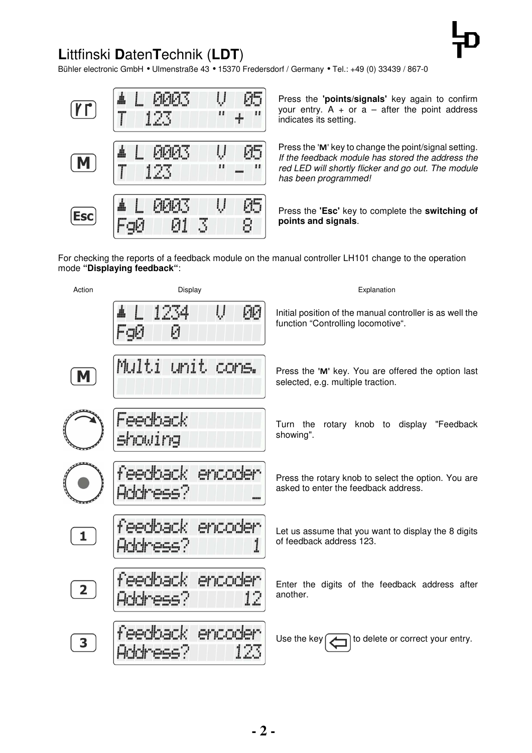# **L**ittfinski **D**aten**T**echnik (**LDT**)

Bühler electronic GmbH • Ulmenstraße 43 • 15370 Fredersdorf / Germany • Tel.: +49 (0) 33439 / 867-0

| Action | Display | Explanation |
|---|---|---|
| points/signals key | L 0003 V 05 / T 123 " + " | Press the **'points/signals'** key again to confirm your entry. A + or a – after the point address indicates its setting. |
| M | L 0003 V 05 / T 123 " – " | Press the '**M**' key to change the point/signal setting. *If the feedback module has stored the address the red LED will shortly flicker and go out. The module has been programmed!* |
| Esc | L 0003 V 05 / Fg0 01 3 8 | Press the **'Esc'** key to complete the **switching of points and signals**. |

For checking the reports of a feedback module on the manual controller LH101 change to the operation mode **"Displaying feedback"**:

| Action | Display | Explanation |
|---|---|---|
| | L 1234 V 00 / Fg0 0 | Initial position of the manual controller is as well the function "Controlling locomotive". |
| M | Multi unit cons. | Press the '**M**' key. You are offered the option last selected, e.g. multiple traction. |
| Turn rotary knob | Feedback showing | Turn the rotary knob to display "Feedback showing". |
| Press rotary knob | feedback encoder / Address? _ | Press the rotary knob to select the option. You are asked to enter the feedback address. |
| 1 | feedback encoder / Address? 1 | Let us assume that you want to display the 8 digits of feedback address 123. |
| 2 | feedback encoder / Address? 12 | Enter the digits of the feedback address after another. |
| 3 | feedback encoder / Address? 123 | Use the key ⇦ to delete or correct your entry. |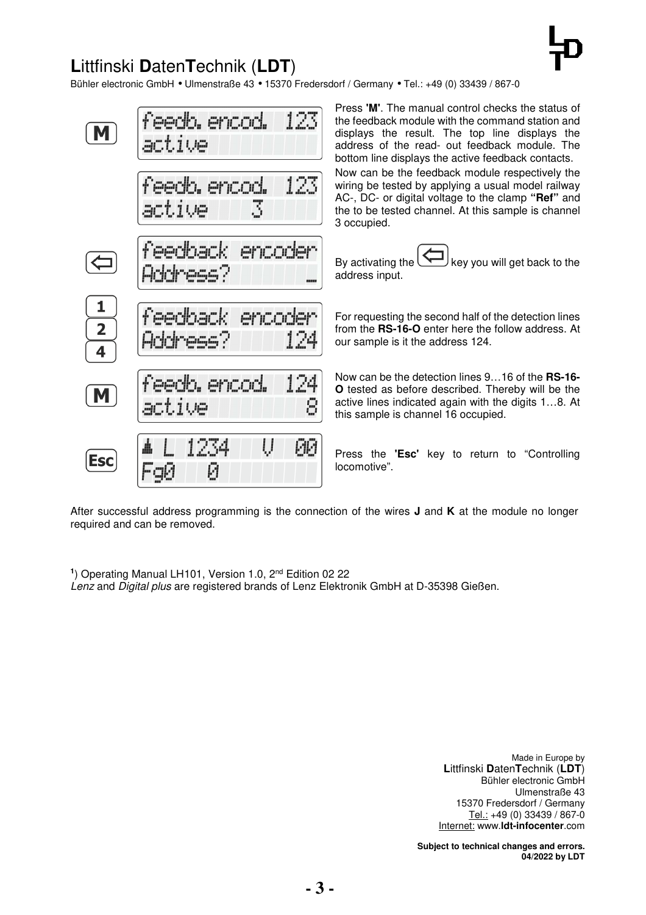Press **'M'**. The manual control checks the status of the feedback module with the command station and displays the result. The top line displays the address of the read- out feedback module. The bottom line displays the active feedback contacts.

Now can be the feedback module respectively the wiring be tested by applying a usual model railway AC-, DC- or digital voltage to the clamp **"Ref"** and the to be tested channel. At this sample is channel 3 occupied.

By activating the ⇦ key you will get back to the address input.

For requesting the second half of the detection lines from the **RS-16-O** enter here the follow address. At our sample is it the address 124.

Now can be the detection lines 9…16 of the **RS-16-O** tested as before described. Thereby will be the active lines indicated again with the digits 1…8. At this sample is channel 16 occupied.

Press the **'Esc'** key to return to "Controlling locomotive".

After successful address programming is the connection of the wires **J** and **K** at the module no longer required and can be removed.

[1]) Operating Manual LH101, Version 1.0, 2nd Edition 02 22

*Lenz* and *Digital plus* are registered brands of Lenz Elektronik GmbH at D-35398 Gießen.

Made in Europe by
**L**ittfinski **D**aten**T**echnik (**LDT**)
Bühler electronic GmbH
Ulmenstraße 43
15370 Fredersdorf / Germany
Tel.: +49 (0) 33439 / 867-0
Internet: www.**ldt-infocenter**.com

**Subject to technical changes and errors.**
**04/2022 by LDT**